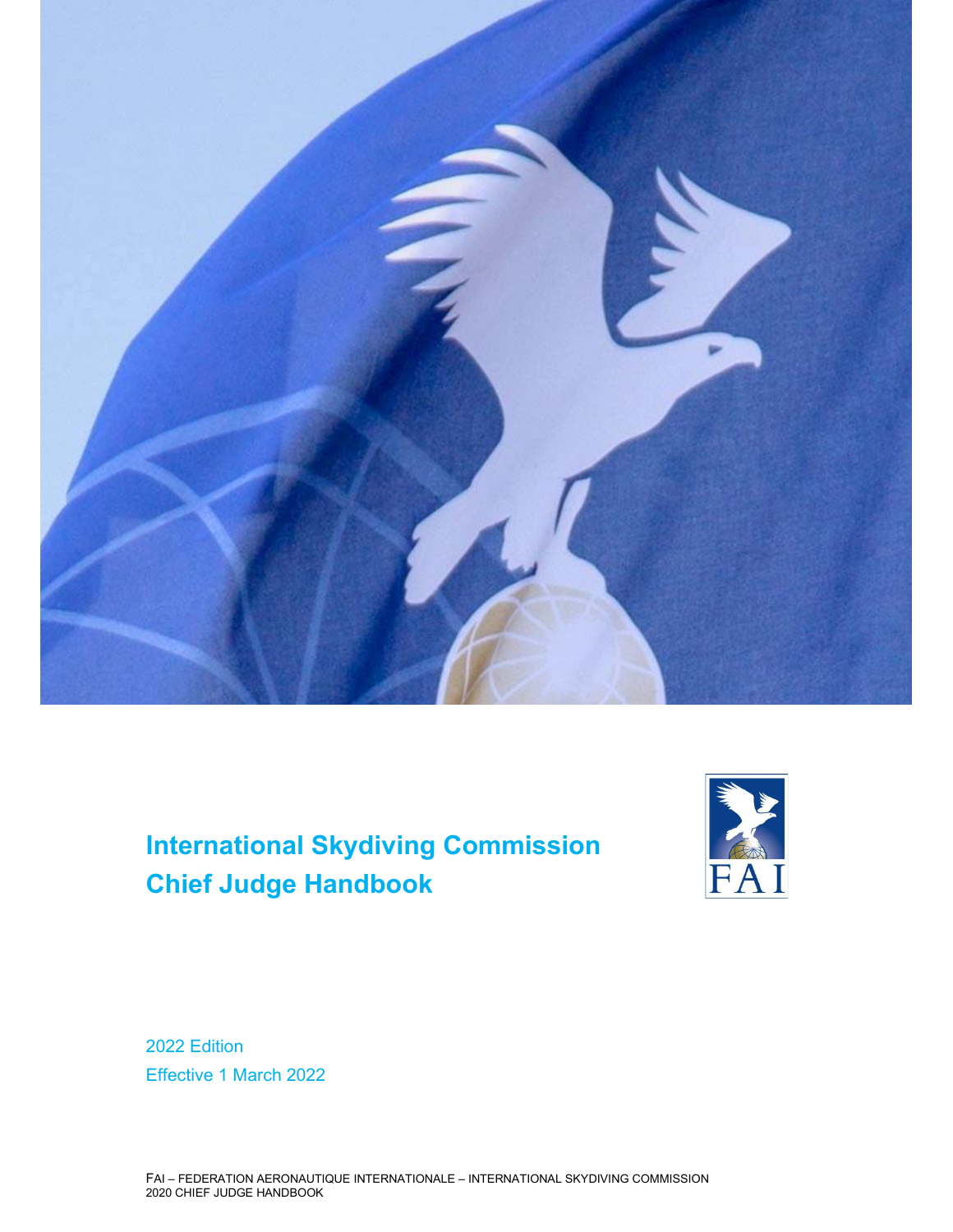# International Skydiving Commission
# Chief Judge Handbook

2022 Edition

Effective 1 March 2022

FAI – FEDERATION AERONAUTIQUE INTERNATIONALE – INTERNATIONAL SKYDIVING COMMISSION
2020 CHIEF JUDGE HANDBOOK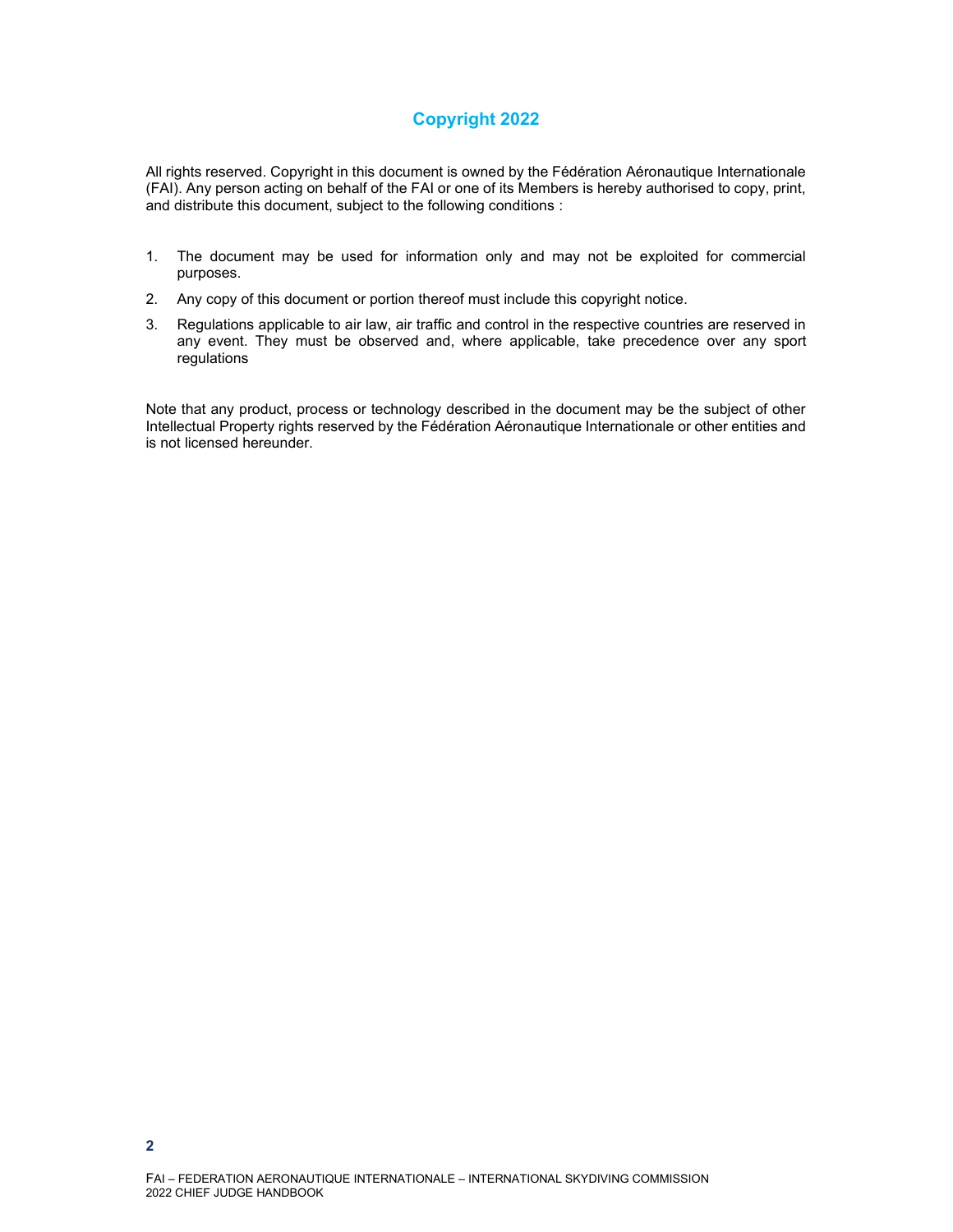## Copyright 2022

All rights reserved. Copyright in this document is owned by the Fédération Aéronautique Internationale (FAI). Any person acting on behalf of the FAI or one of its Members is hereby authorised to copy, print, and distribute this document, subject to the following conditions :

1. The document may be used for information only and may not be exploited for commercial purposes.
2. Any copy of this document or portion thereof must include this copyright notice.
3. Regulations applicable to air law, air traffic and control in the respective countries are reserved in any event. They must be observed and, where applicable, take precedence over any sport regulations

Note that any product, process or technology described in the document may be the subject of other Intellectual Property rights reserved by the Fédération Aéronautique Internationale or other entities and is not licensed hereunder.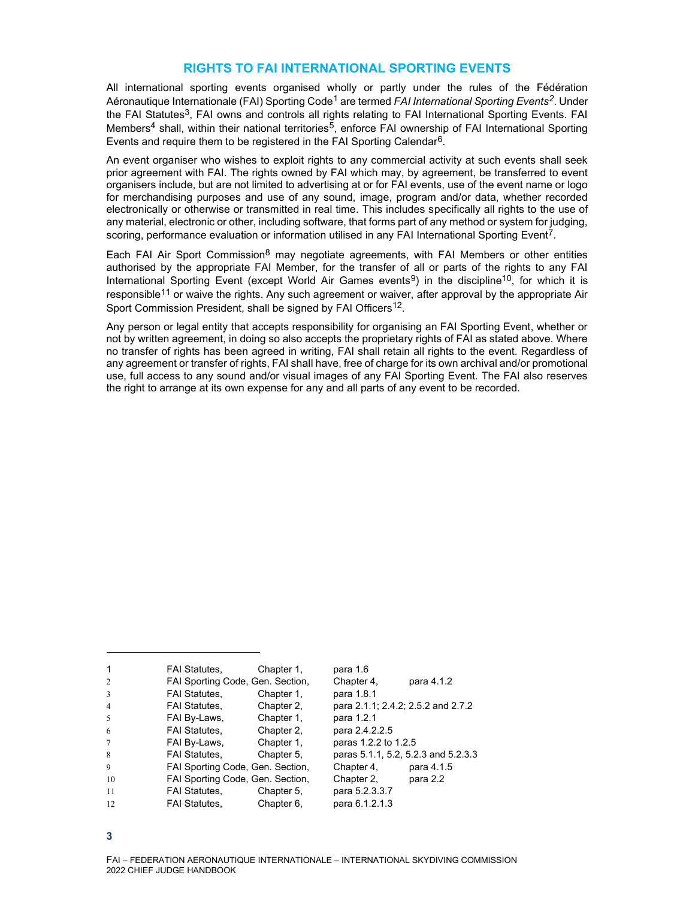## RIGHTS TO FAI INTERNATIONAL SPORTING EVENTS

All international sporting events organised wholly or partly under the rules of the Fédération Aéronautique Internationale (FAI) Sporting Code[1] are termed *FAI International Sporting Events*[2]. Under the FAI Statutes[3], FAI owns and controls all rights relating to FAI International Sporting Events. FAI Members[4] shall, within their national territories[5], enforce FAI ownership of FAI International Sporting Events and require them to be registered in the FAI Sporting Calendar[6].

An event organiser who wishes to exploit rights to any commercial activity at such events shall seek prior agreement with FAI. The rights owned by FAI which may, by agreement, be transferred to event organisers include, but are not limited to advertising at or for FAI events, use of the event name or logo for merchandising purposes and use of any sound, image, program and/or data, whether recorded electronically or otherwise or transmitted in real time. This includes specifically all rights to the use of any material, electronic or other, including software, that forms part of any method or system for judging, scoring, performance evaluation or information utilised in any FAI International Sporting Event[7].

Each FAI Air Sport Commission[8] may negotiate agreements, with FAI Members or other entities authorised by the appropriate FAI Member, for the transfer of all or parts of the rights to any FAI International Sporting Event (except World Air Games events[9]) in the discipline[10], for which it is responsible[11] or waive the rights. Any such agreement or waiver, after approval by the appropriate Air Sport Commission President, shall be signed by FAI Officers[12].

Any person or legal entity that accepts responsibility for organising an FAI Sporting Event, whether or not by written agreement, in doing so also accepts the proprietary rights of FAI as stated above. Where no transfer of rights has been agreed in writing, FAI shall retain all rights to the event. Regardless of any agreement or transfer of rights, FAI shall have, free of charge for its own archival and/or promotional use, full access to any sound and/or visual images of any FAI Sporting Event. The FAI also reserves the right to arrange at its own expense for any and all parts of any event to be recorded.

---

| | | | | |
|---|---|---|---|---|
| 1 | FAI Statutes, | Chapter 1, | para 1.6 | |
| 2 | FAI Sporting Code, Gen. Section, | | Chapter 4, | para 4.1.2 |
| 3 | FAI Statutes, | Chapter 1, | para 1.8.1 | |
| 4 | FAI Statutes, | Chapter 2, | para 2.1.1; 2.4.2; 2.5.2 and 2.7.2 | |
| 5 | FAI By-Laws, | Chapter 1, | para 1.2.1 | |
| 6 | FAI Statutes, | Chapter 2, | para 2.4.2.2.5 | |
| 7 | FAI By-Laws, | Chapter 1, | paras 1.2.2 to 1.2.5 | |
| 8 | FAI Statutes, | Chapter 5, | paras 5.1.1, 5.2, 5.2.3 and 5.2.3.3 | |
| 9 | FAI Sporting Code, Gen. Section, | | Chapter 4, | para 4.1.5 |
| 10 | FAI Sporting Code, Gen. Section, | | Chapter 2, | para 2.2 |
| 11 | FAI Statutes, | Chapter 5, | para 5.2.3.3.7 | |
| 12 | FAI Statutes, | Chapter 6, | para 6.1.2.1.3 | |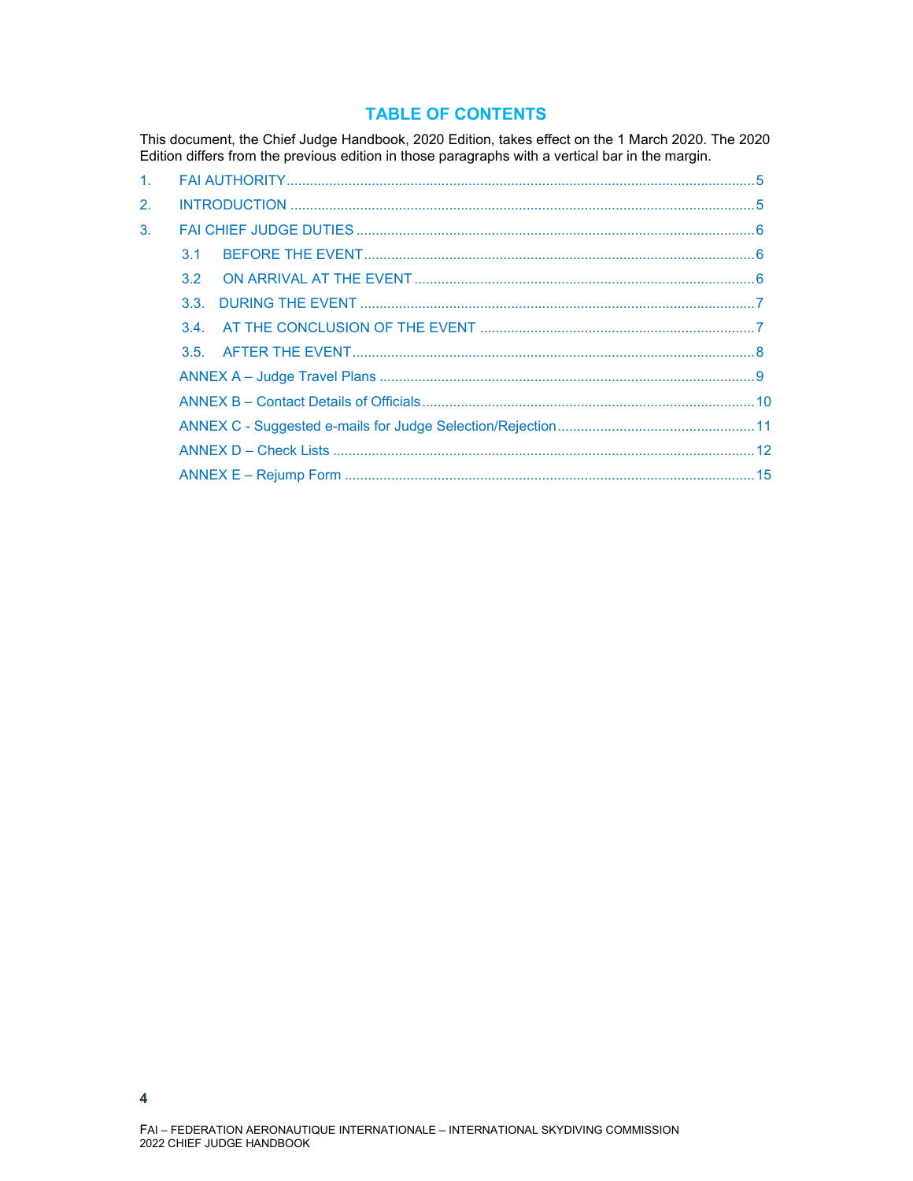## TABLE OF CONTENTS

This document, the Chief Judge Handbook, 2020 Edition, takes effect on the 1 March 2020. The 2020 Edition differs from the previous edition in those paragraphs with a vertical bar in the margin.

1. FAI AUTHORITY ..... 5
2. INTRODUCTION ..... 5
3. FAI CHIEF JUDGE DUTIES ..... 6
   - 3.1 BEFORE THE EVENT ..... 6
   - 3.2 ON ARRIVAL AT THE EVENT ..... 6
   - 3.3. DURING THE EVENT ..... 7
   - 3.4. AT THE CONCLUSION OF THE EVENT ..... 7
   - 3.5. AFTER THE EVENT ..... 8

ANNEX A – Judge Travel Plans ..... 9

ANNEX B – Contact Details of Officials ..... 10

ANNEX C - Suggested e-mails for Judge Selection/Rejection ..... 11

ANNEX D – Check Lists ..... 12

ANNEX E – Rejump Form ..... 15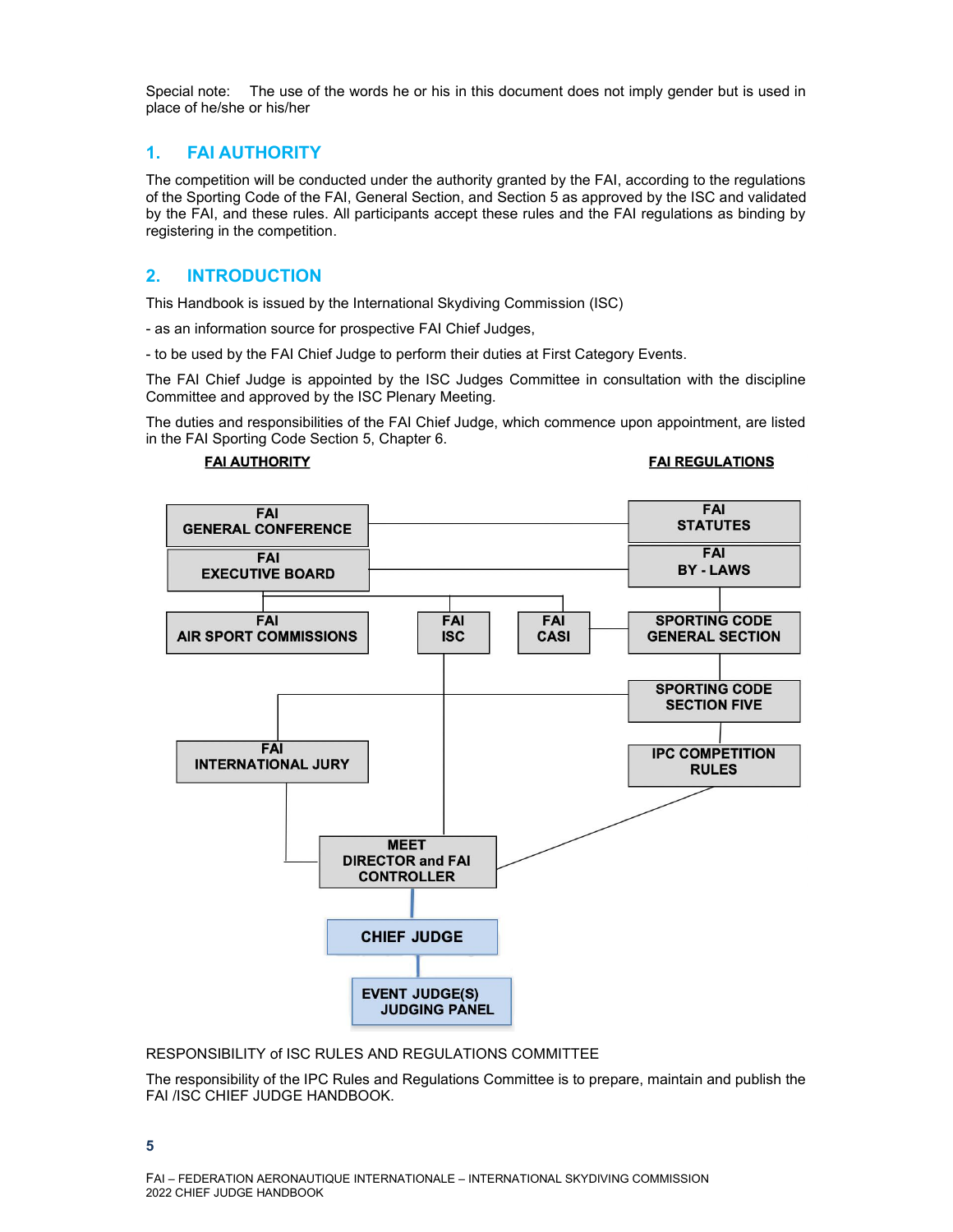Special note: The use of the words he or his in this document does not imply gender but is used in place of he/she or his/her

## 1. FAI AUTHORITY

The competition will be conducted under the authority granted by the FAI, according to the regulations of the Sporting Code of the FAI, General Section, and Section 5 as approved by the ISC and validated by the FAI, and these rules. All participants accept these rules and the FAI regulations as binding by registering in the competition.

## 2. INTRODUCTION

This Handbook is issued by the International Skydiving Commission (ISC)

- as an information source for prospective FAI Chief Judges,

- to be used by the FAI Chief Judge to perform their duties at First Category Events.

The FAI Chief Judge is appointed by the ISC Judges Committee in consultation with the discipline Committee and approved by the ISC Plenary Meeting.

The duties and responsibilities of the FAI Chief Judge, which commence upon appointment, are listed in the FAI Sporting Code Section 5, Chapter 6.

**FAI AUTHORITY** **FAI REGULATIONS**

FAI GENERAL CONFERENCE — FAI STATUTES

FAI EXECUTIVE BOARD — FAI BY - LAWS

FAI AIR SPORT COMMISSIONS

FAI ISC

FAI CASI — SPORTING CODE GENERAL SECTION

SPORTING CODE SECTION FIVE

FAI INTERNATIONAL JURY

IPC COMPETITION RULES

MEET DIRECTOR and FAI CONTROLLER

CHIEF JUDGE

EVENT JUDGE(S) JUDGING PANEL

RESPONSIBILITY of ISC RULES AND REGULATIONS COMMITTEE

The responsibility of the IPC Rules and Regulations Committee is to prepare, maintain and publish the FAI /ISC CHIEF JUDGE HANDBOOK.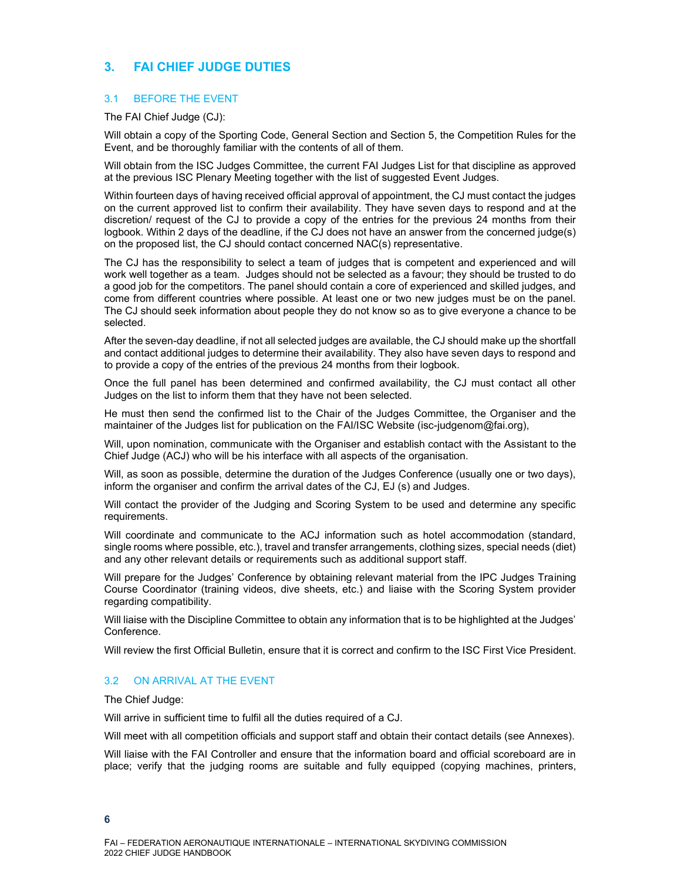## 3. FAI CHIEF JUDGE DUTIES

### 3.1 BEFORE THE EVENT

The FAI Chief Judge (CJ):

Will obtain a copy of the Sporting Code, General Section and Section 5, the Competition Rules for the Event, and be thoroughly familiar with the contents of all of them.

Will obtain from the ISC Judges Committee, the current FAI Judges List for that discipline as approved at the previous ISC Plenary Meeting together with the list of suggested Event Judges.

Within fourteen days of having received official approval of appointment, the CJ must contact the judges on the current approved list to confirm their availability. They have seven days to respond and at the discretion/ request of the CJ to provide a copy of the entries for the previous 24 months from their logbook. Within 2 days of the deadline, if the CJ does not have an answer from the concerned judge(s) on the proposed list, the CJ should contact concerned NAC(s) representative.

The CJ has the responsibility to select a team of judges that is competent and experienced and will work well together as a team. Judges should not be selected as a favour; they should be trusted to do a good job for the competitors. The panel should contain a core of experienced and skilled judges, and come from different countries where possible. At least one or two new judges must be on the panel. The CJ should seek information about people they do not know so as to give everyone a chance to be selected.

After the seven-day deadline, if not all selected judges are available, the CJ should make up the shortfall and contact additional judges to determine their availability. They also have seven days to respond and to provide a copy of the entries of the previous 24 months from their logbook.

Once the full panel has been determined and confirmed availability, the CJ must contact all other Judges on the list to inform them that they have not been selected.

He must then send the confirmed list to the Chair of the Judges Committee, the Organiser and the maintainer of the Judges list for publication on the FAI/ISC Website (isc-judgenom@fai.org),

Will, upon nomination, communicate with the Organiser and establish contact with the Assistant to the Chief Judge (ACJ) who will be his interface with all aspects of the organisation.

Will, as soon as possible, determine the duration of the Judges Conference (usually one or two days), inform the organiser and confirm the arrival dates of the CJ, EJ (s) and Judges.

Will contact the provider of the Judging and Scoring System to be used and determine any specific requirements.

Will coordinate and communicate to the ACJ information such as hotel accommodation (standard, single rooms where possible, etc.), travel and transfer arrangements, clothing sizes, special needs (diet) and any other relevant details or requirements such as additional support staff.

Will prepare for the Judges' Conference by obtaining relevant material from the IPC Judges Training Course Coordinator (training videos, dive sheets, etc.) and liaise with the Scoring System provider regarding compatibility.

Will liaise with the Discipline Committee to obtain any information that is to be highlighted at the Judges' Conference.

Will review the first Official Bulletin, ensure that it is correct and confirm to the ISC First Vice President.

### 3.2 ON ARRIVAL AT THE EVENT

The Chief Judge:

Will arrive in sufficient time to fulfil all the duties required of a CJ.

Will meet with all competition officials and support staff and obtain their contact details (see Annexes).

Will liaise with the FAI Controller and ensure that the information board and official scoreboard are in place; verify that the judging rooms are suitable and fully equipped (copying machines, printers,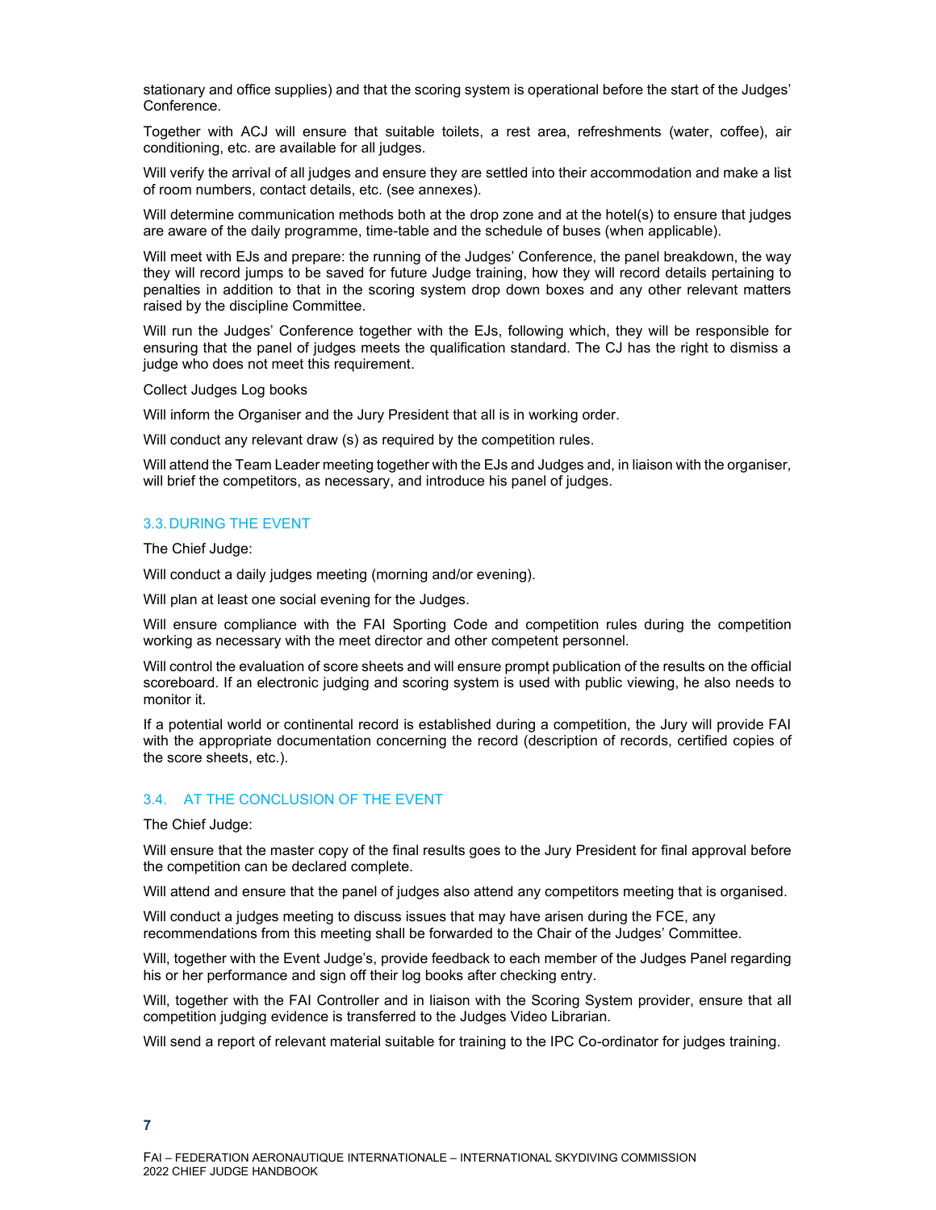stationary and office supplies) and that the scoring system is operational before the start of the Judges' Conference.

Together with ACJ will ensure that suitable toilets, a rest area, refreshments (water, coffee), air conditioning, etc. are available for all judges.

Will verify the arrival of all judges and ensure they are settled into their accommodation and make a list of room numbers, contact details, etc. (see annexes).

Will determine communication methods both at the drop zone and at the hotel(s) to ensure that judges are aware of the daily programme, time-table and the schedule of buses (when applicable).

Will meet with EJs and prepare: the running of the Judges' Conference, the panel breakdown, the way they will record jumps to be saved for future Judge training, how they will record details pertaining to penalties in addition to that in the scoring system drop down boxes and any other relevant matters raised by the discipline Committee.

Will run the Judges' Conference together with the EJs, following which, they will be responsible for ensuring that the panel of judges meets the qualification standard. The CJ has the right to dismiss a judge who does not meet this requirement.

Collect Judges Log books

Will inform the Organiser and the Jury President that all is in working order.

Will conduct any relevant draw (s) as required by the competition rules.

Will attend the Team Leader meeting together with the EJs and Judges and, in liaison with the organiser, will brief the competitors, as necessary, and introduce his panel of judges.

### 3.3. DURING THE EVENT

The Chief Judge:

Will conduct a daily judges meeting (morning and/or evening).

Will plan at least one social evening for the Judges.

Will ensure compliance with the FAI Sporting Code and competition rules during the competition working as necessary with the meet director and other competent personnel.

Will control the evaluation of score sheets and will ensure prompt publication of the results on the official scoreboard. If an electronic judging and scoring system is used with public viewing, he also needs to monitor it.

If a potential world or continental record is established during a competition, the Jury will provide FAI with the appropriate documentation concerning the record (description of records, certified copies of the score sheets, etc.).

### 3.4. AT THE CONCLUSION OF THE EVENT

The Chief Judge:

Will ensure that the master copy of the final results goes to the Jury President for final approval before the competition can be declared complete.

Will attend and ensure that the panel of judges also attend any competitors meeting that is organised.

Will conduct a judges meeting to discuss issues that may have arisen during the FCE, any recommendations from this meeting shall be forwarded to the Chair of the Judges' Committee.

Will, together with the Event Judge's, provide feedback to each member of the Judges Panel regarding his or her performance and sign off their log books after checking entry.

Will, together with the FAI Controller and in liaison with the Scoring System provider, ensure that all competition judging evidence is transferred to the Judges Video Librarian.

Will send a report of relevant material suitable for training to the IPC Co-ordinator for judges training.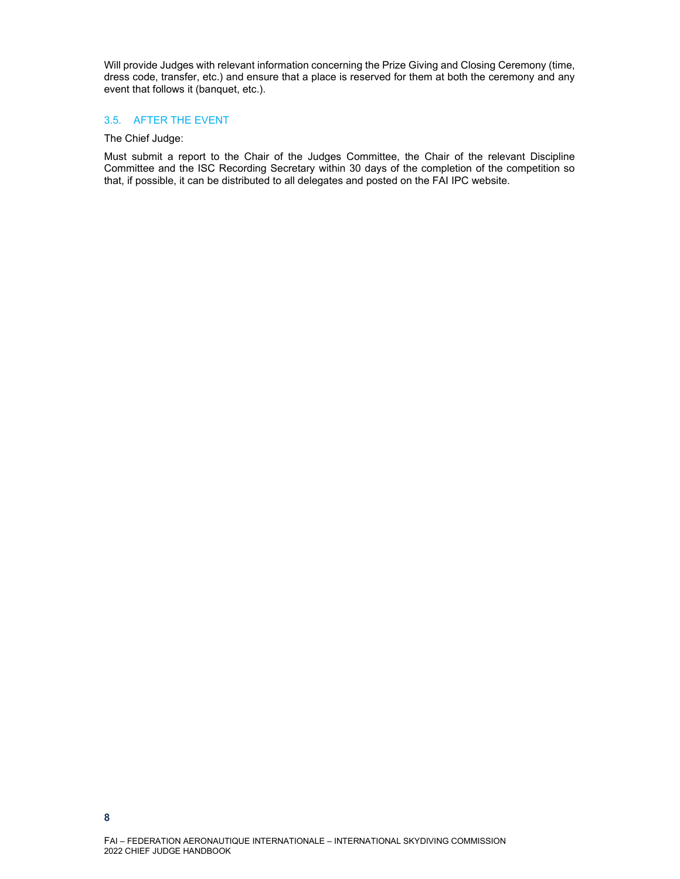Will provide Judges with relevant information concerning the Prize Giving and Closing Ceremony (time, dress code, transfer, etc.) and ensure that a place is reserved for them at both the ceremony and any event that follows it (banquet, etc.).

### 3.5. AFTER THE EVENT

The Chief Judge:

Must submit a report to the Chair of the Judges Committee, the Chair of the relevant Discipline Committee and the ISC Recording Secretary within 30 days of the completion of the competition so that, if possible, it can be distributed to all delegates and posted on the FAI IPC website.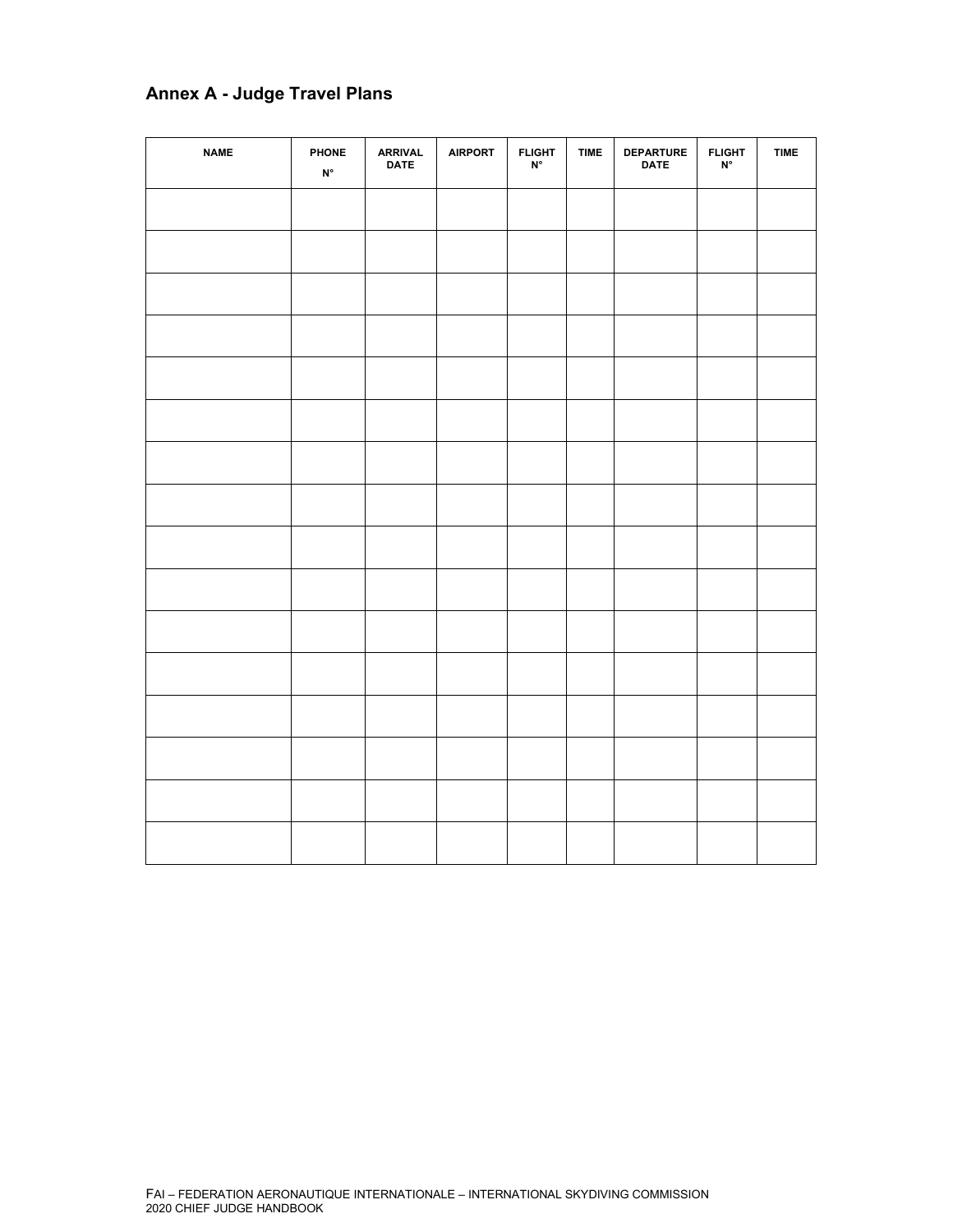## Annex A - Judge Travel Plans

| NAME | PHONE N° | ARRIVAL DATE | AIRPORT | FLIGHT N° | TIME | DEPARTURE DATE | FLIGHT N° | TIME |
|---|---|---|---|---|---|---|---|---|
| | | | | | | | | |
| | | | | | | | | |
| | | | | | | | | |
| | | | | | | | | |
| | | | | | | | | |
| | | | | | | | | |
| | | | | | | | | |
| | | | | | | | | |
| | | | | | | | | |
| | | | | | | | | |
| | | | | | | | | |
| | | | | | | | | |
| | | | | | | | | |
| | | | | | | | | |
| | | | | | | | | |
| | | | | | | | | |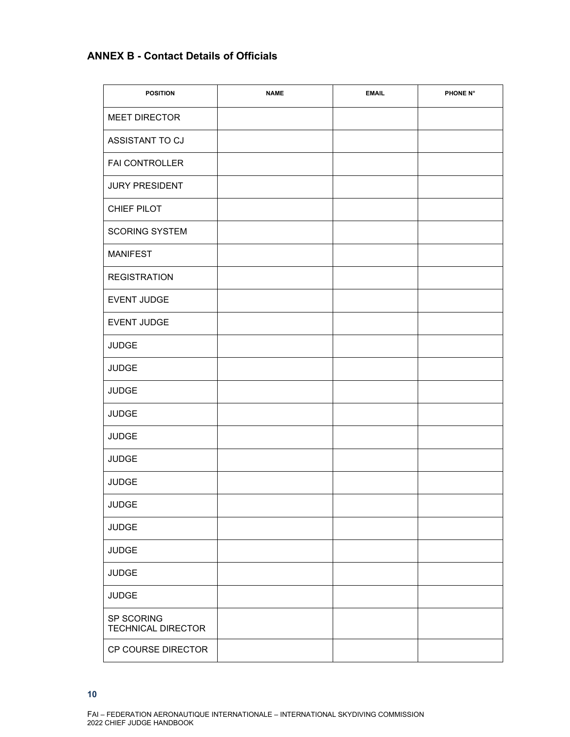## ANNEX B - Contact Details of Officials

| POSITION | NAME | EMAIL | PHONE N° |
|---|---|---|---|
| MEET DIRECTOR | | | |
| ASSISTANT TO CJ | | | |
| FAI CONTROLLER | | | |
| JURY PRESIDENT | | | |
| CHIEF PILOT | | | |
| SCORING SYSTEM | | | |
| MANIFEST | | | |
| REGISTRATION | | | |
| EVENT JUDGE | | | |
| EVENT JUDGE | | | |
| JUDGE | | | |
| JUDGE | | | |
| JUDGE | | | |
| JUDGE | | | |
| JUDGE | | | |
| JUDGE | | | |
| JUDGE | | | |
| JUDGE | | | |
| JUDGE | | | |
| JUDGE | | | |
| JUDGE | | | |
| JUDGE | | | |
| SP SCORING TECHNICAL DIRECTOR | | | |
| CP COURSE DIRECTOR | | | |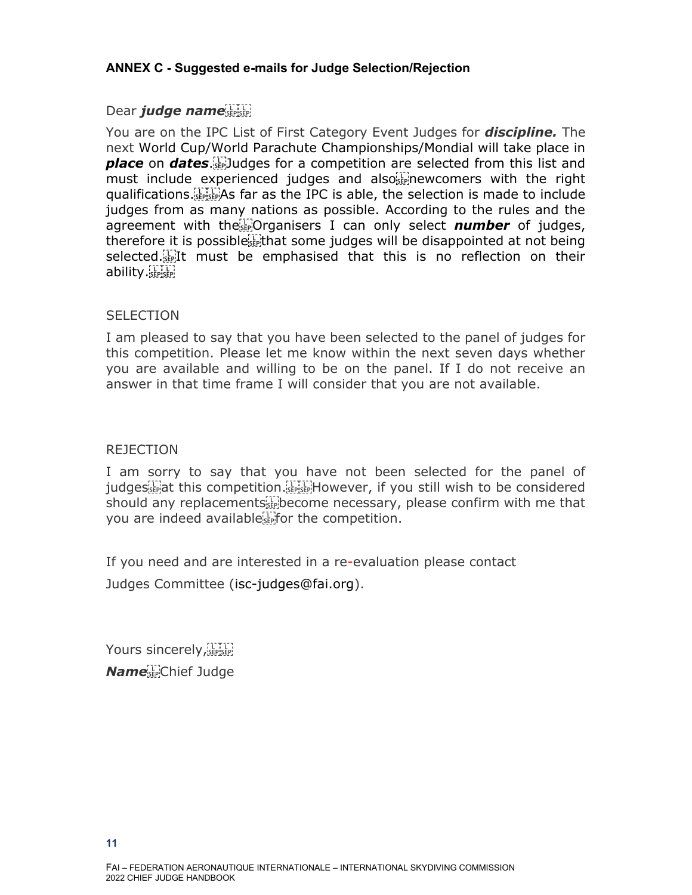**ANNEX C - Suggested e-mails for Judge Selection/Rejection**

Dear ***judge name***

You are on the IPC List of First Category Event Judges for ***discipline.*** The next World Cup/World Parachute Championships/Mondial will take place in ***place*** on ***dates***. Judges for a competition are selected from this list and must include experienced judges and also newcomers with the right qualifications. As far as the IPC is able, the selection is made to include judges from as many nations as possible. According to the rules and the agreement with the Organisers I can only select ***number*** of judges, therefore it is possible that some judges will be disappointed at not being selected. It must be emphasised that this is no reflection on their ability.

SELECTION

I am pleased to say that you have been selected to the panel of judges for this competition. Please let me know within the next seven days whether you are available and willing to be on the panel. If I do not receive an answer in that time frame I will consider that you are not available.

REJECTION

I am sorry to say that you have not been selected for the panel of judges at this competition. However, if you still wish to be considered should any replacements become necessary, please confirm with me that you are indeed available for the competition.

If you need and are interested in a re-evaluation please contact Judges Committee (isc-judges@fai.org).

Yours sincerely,

***Name*** Chief Judge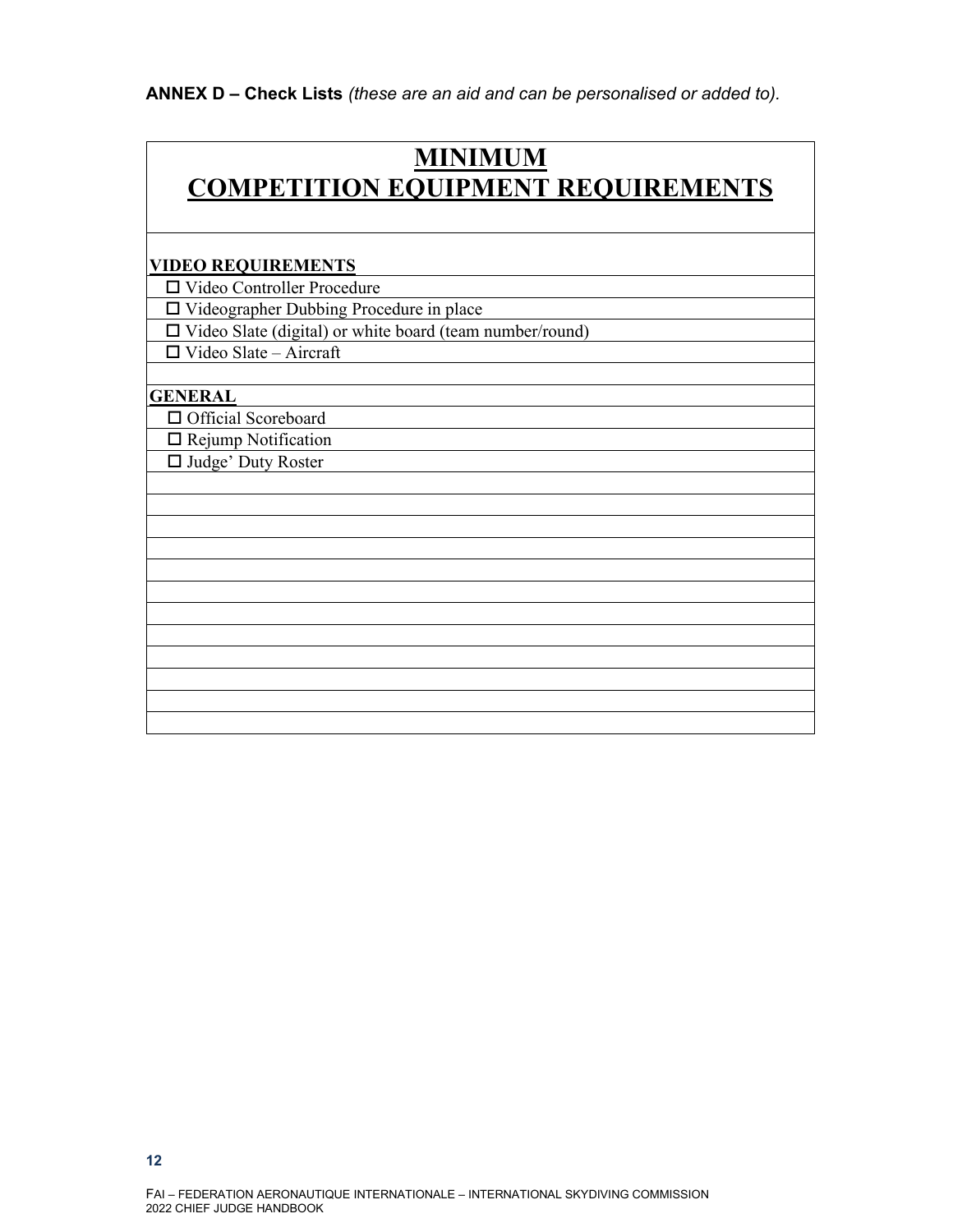**ANNEX D – Check Lists** *(these are an aid and can be personalised or added to).*

# MINIMUM COMPETITION EQUIPMENT REQUIREMENTS

| **VIDEO REQUIREMENTS** |
|---|
| ☐ Video Controller Procedure |
| ☐ Videographer Dubbing Procedure in place |
| ☐ Video Slate (digital) or white board (team number/round) |
| ☐ Video Slate – Aircraft |
| |
| **GENERAL** |
| ☐ Official Scoreboard |
| ☐ Rejump Notification |
| ☐ Judge' Duty Roster |
| |
| |
| |
| |
| |
| |
| |
| |
| |
| |
| |
| |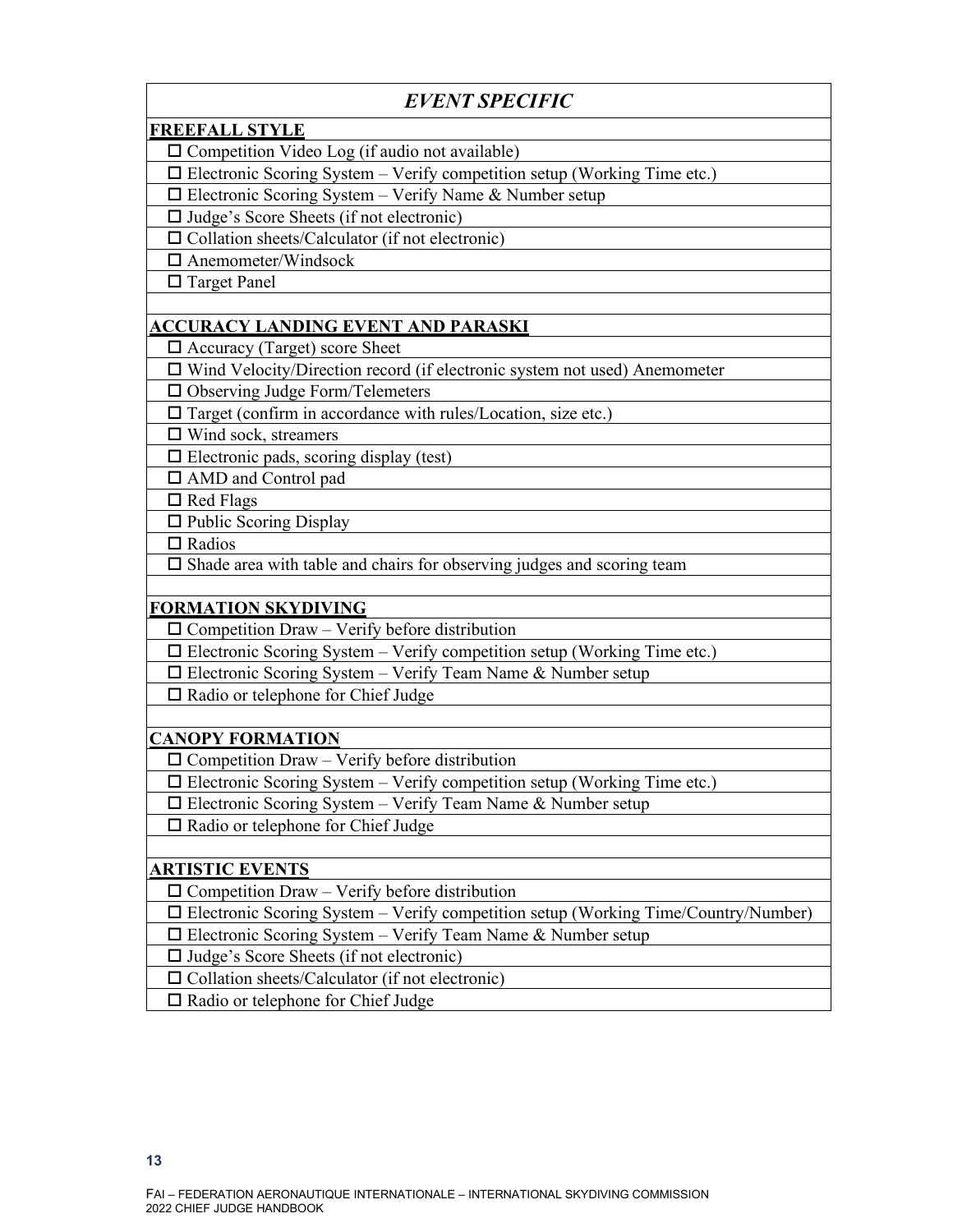## *EVENT SPECIFIC*

**FREEFALL STYLE**

- ☐ Competition Video Log (if audio not available)
- ☐ Electronic Scoring System – Verify competition setup (Working Time etc.)
- ☐ Electronic Scoring System – Verify Name & Number setup
- ☐ Judge's Score Sheets (if not electronic)
- ☐ Collation sheets/Calculator (if not electronic)
- ☐ Anemometer/Windsock
- ☐ Target Panel

**ACCURACY LANDING EVENT AND PARASKI**

- ☐ Accuracy (Target) score Sheet
- ☐ Wind Velocity/Direction record (if electronic system not used) Anemometer
- ☐ Observing Judge Form/Telemeters
- ☐ Target (confirm in accordance with rules/Location, size etc.)
- ☐ Wind sock, streamers
- ☐ Electronic pads, scoring display (test)
- ☐ AMD and Control pad
- ☐ Red Flags
- ☐ Public Scoring Display
- ☐ Radios
- ☐ Shade area with table and chairs for observing judges and scoring team

**FORMATION SKYDIVING**

- ☐ Competition Draw – Verify before distribution
- ☐ Electronic Scoring System – Verify competition setup (Working Time etc.)
- ☐ Electronic Scoring System – Verify Team Name & Number setup
- ☐ Radio or telephone for Chief Judge

**CANOPY FORMATION**

- ☐ Competition Draw – Verify before distribution
- ☐ Electronic Scoring System – Verify competition setup (Working Time etc.)
- ☐ Electronic Scoring System – Verify Team Name & Number setup
- ☐ Radio or telephone for Chief Judge

**ARTISTIC EVENTS**

- ☐ Competition Draw – Verify before distribution
- ☐ Electronic Scoring System – Verify competition setup (Working Time/Country/Number)
- ☐ Electronic Scoring System – Verify Team Name & Number setup
- ☐ Judge's Score Sheets (if not electronic)
- ☐ Collation sheets/Calculator (if not electronic)
- ☐ Radio or telephone for Chief Judge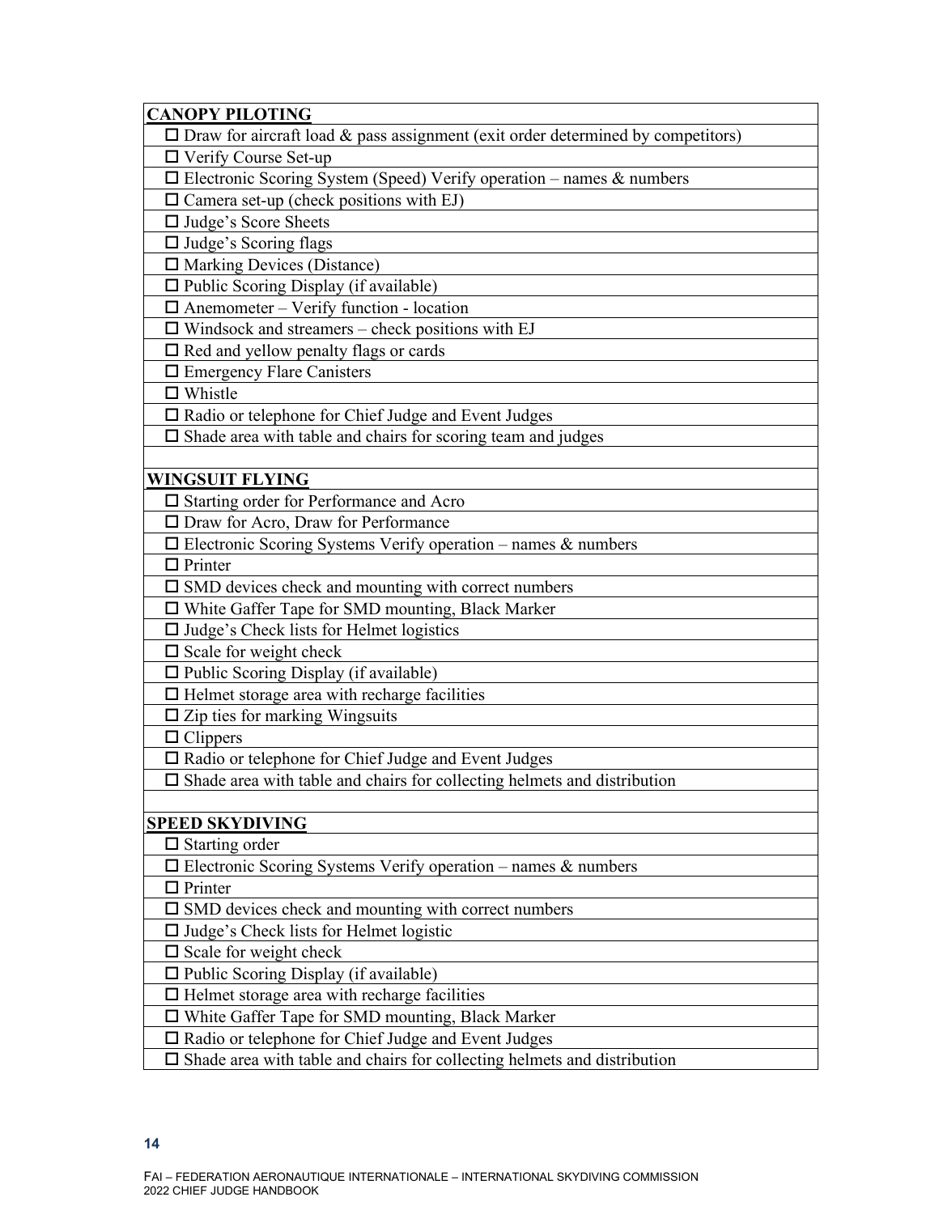| **CANOPY PILOTING** |
|---|
| ☐ Draw for aircraft load & pass assignment (exit order determined by competitors) |
| ☐ Verify Course Set-up |
| ☐ Electronic Scoring System (Speed) Verify operation – names & numbers |
| ☐ Camera set-up (check positions with EJ) |
| ☐ Judge's Score Sheets |
| ☐ Judge's Scoring flags |
| ☐ Marking Devices (Distance) |
| ☐ Public Scoring Display (if available) |
| ☐ Anemometer – Verify function - location |
| ☐ Windsock and streamers – check positions with EJ |
| ☐ Red and yellow penalty flags or cards |
| ☐ Emergency Flare Canisters |
| ☐ Whistle |
| ☐ Radio or telephone for Chief Judge and Event Judges |
| ☐ Shade area with table and chairs for scoring team and judges |
| |
| **WINGSUIT FLYING** |
| ☐ Starting order for Performance and Acro |
| ☐ Draw for Acro, Draw for Performance |
| ☐ Electronic Scoring Systems Verify operation – names & numbers |
| ☐ Printer |
| ☐ SMD devices check and mounting with correct numbers |
| ☐ White Gaffer Tape for SMD mounting, Black Marker |
| ☐ Judge's Check lists for Helmet logistics |
| ☐ Scale for weight check |
| ☐ Public Scoring Display (if available) |
| ☐ Helmet storage area with recharge facilities |
| ☐ Zip ties for marking Wingsuits |
| ☐ Clippers |
| ☐ Radio or telephone for Chief Judge and Event Judges |
| ☐ Shade area with table and chairs for collecting helmets and distribution |
| |
| **SPEED SKYDIVING** |
| ☐ Starting order |
| ☐ Electronic Scoring Systems Verify operation – names & numbers |
| ☐ Printer |
| ☐ SMD devices check and mounting with correct numbers |
| ☐ Judge's Check lists for Helmet logistic |
| ☐ Scale for weight check |
| ☐ Public Scoring Display (if available) |
| ☐ Helmet storage area with recharge facilities |
| ☐ White Gaffer Tape for SMD mounting, Black Marker |
| ☐ Radio or telephone for Chief Judge and Event Judges |
| ☐ Shade area with table and chairs for collecting helmets and distribution |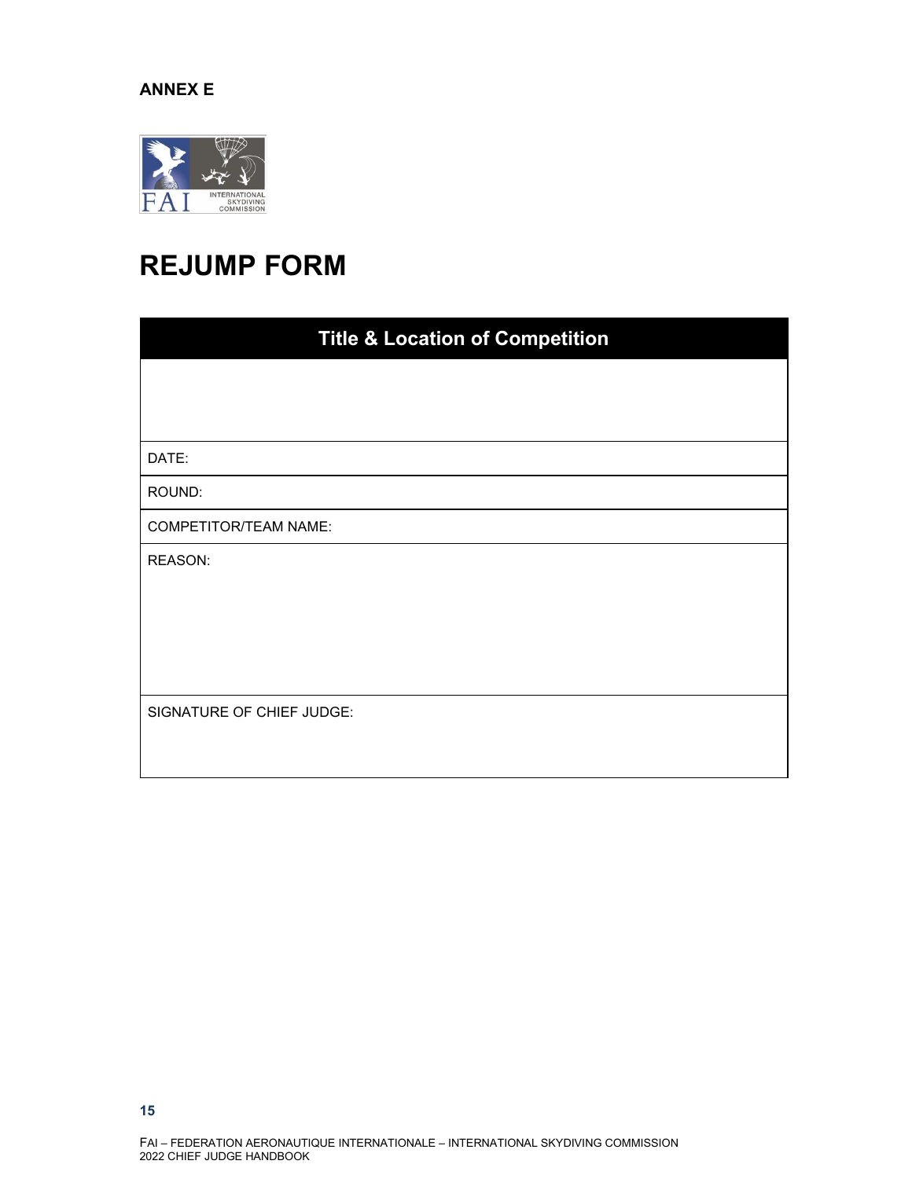**ANNEX E**

# REJUMP FORM

| Title & Location of Competition |
| --- |
| |
| DATE: |
| ROUND: |
| COMPETITOR/TEAM NAME: |
| REASON: |
| SIGNATURE OF CHIEF JUDGE: |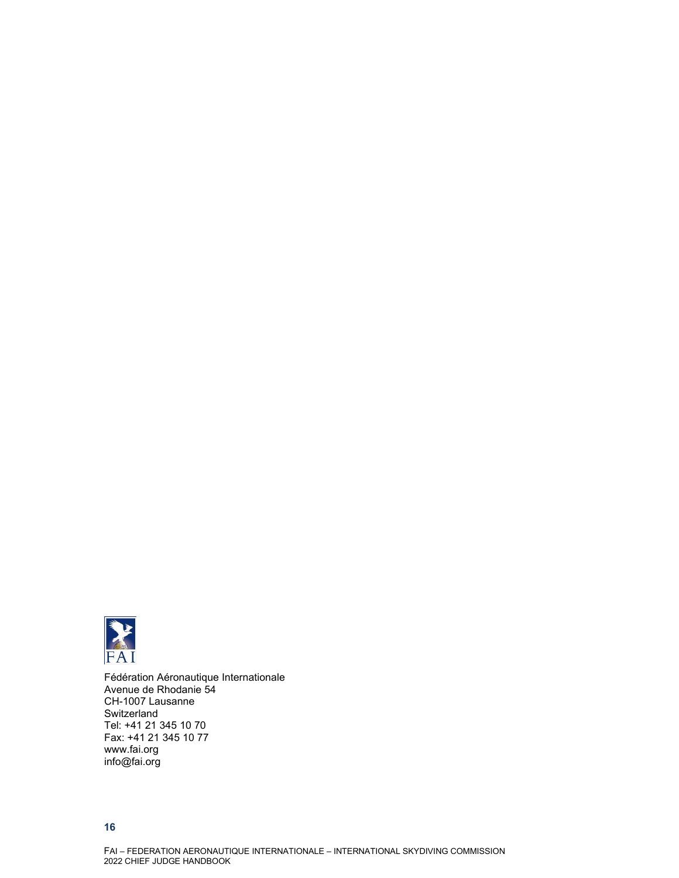Fédération Aéronautique Internationale
Avenue de Rhodanie 54
CH-1007 Lausanne
Switzerland
Tel: +41 21 345 10 70
Fax: +41 21 345 10 77
www.fai.org
info@fai.org